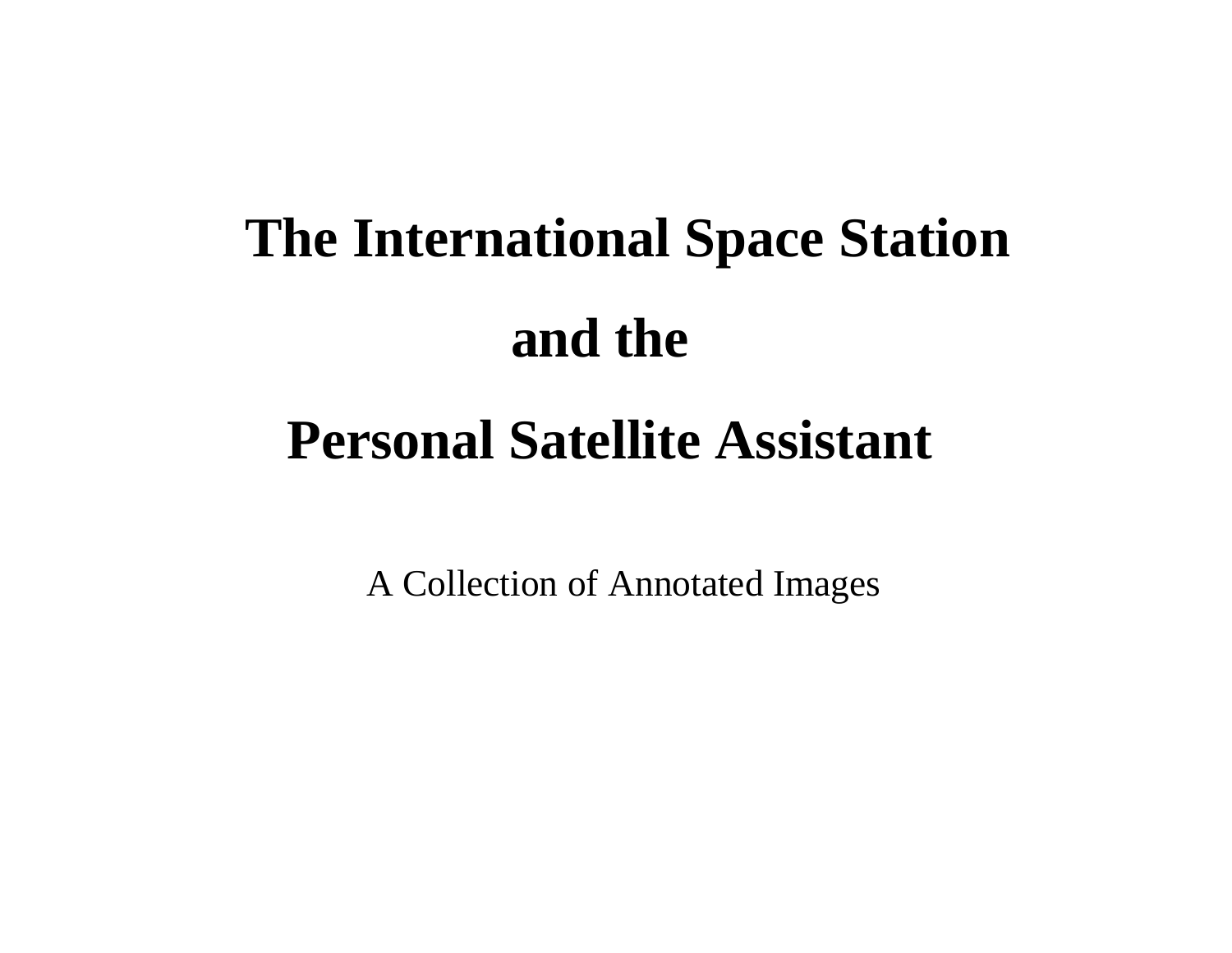# The International Space Station

# and the

# Personal Satellite Assistant

A Collection of Annotated Images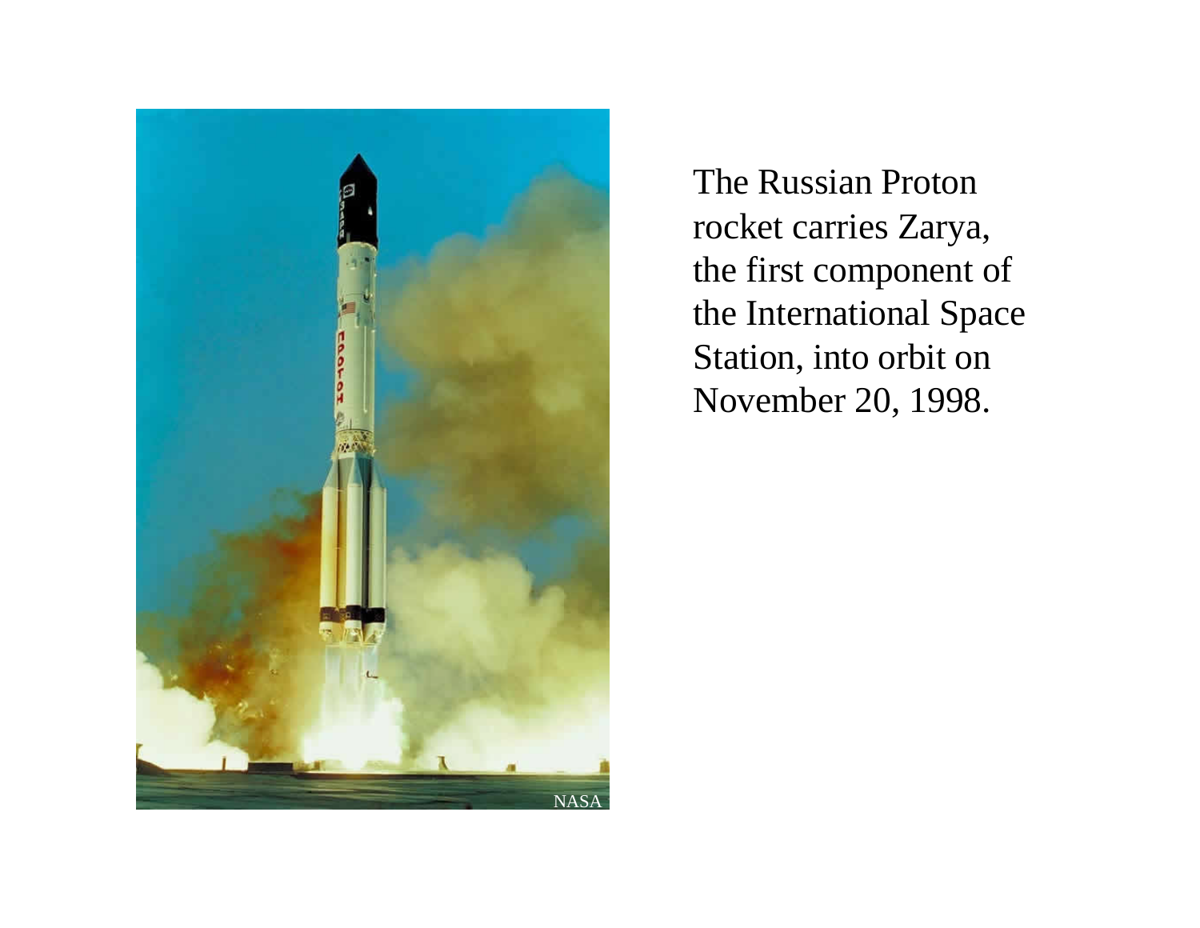The Russian Proton rocket carries Zarya, the first component of the International Space Station, into orbit on November 20, 1998.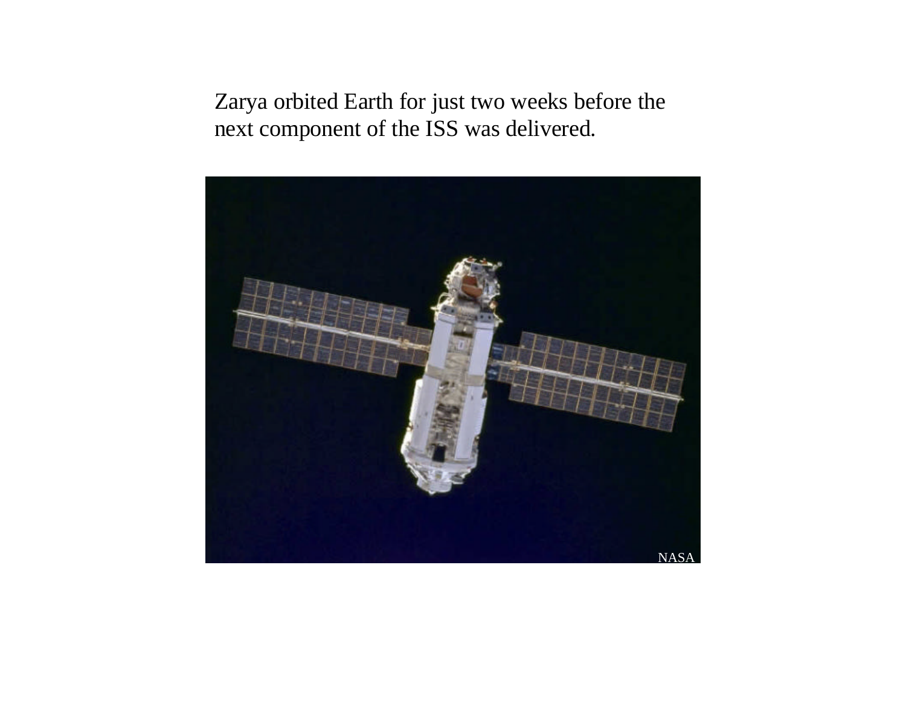Zarya orbited Earth for just two weeks before the next component of the ISS was delivered.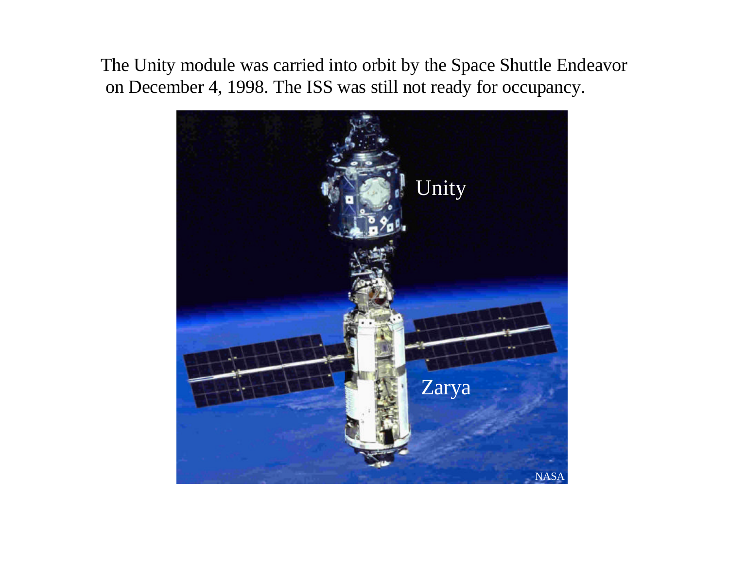The Unity module was carried into orbit by the Space Shuttle Endeavor on December 4, 1998. The ISS was still not ready for occupancy.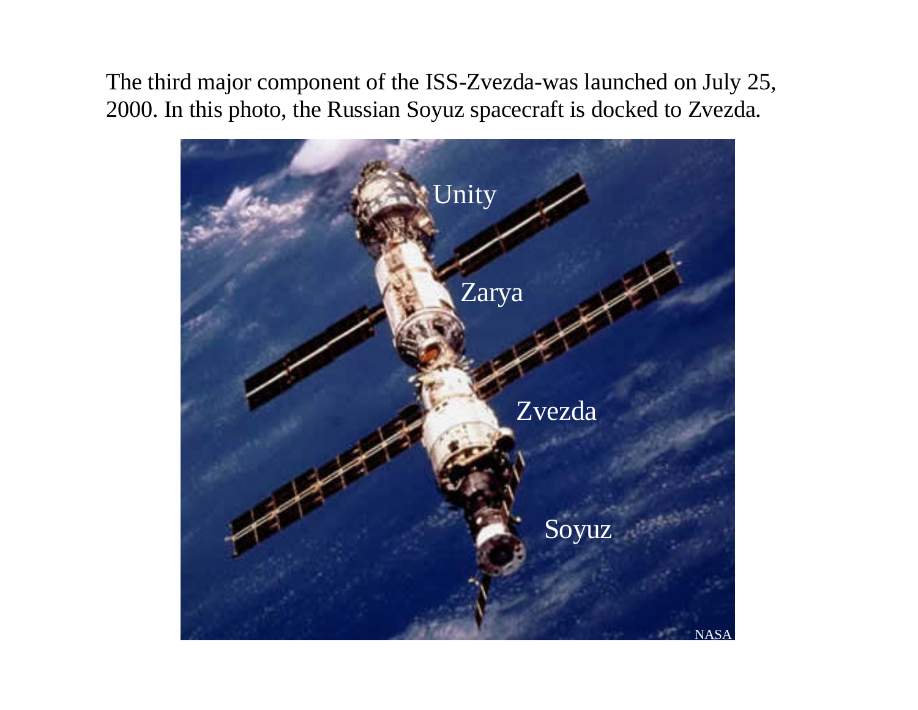The third major component of the ISS-Zvezda-was launched on July 25, 2000. In this photo, the Russian Soyuz spacecraft is docked to Zvezda.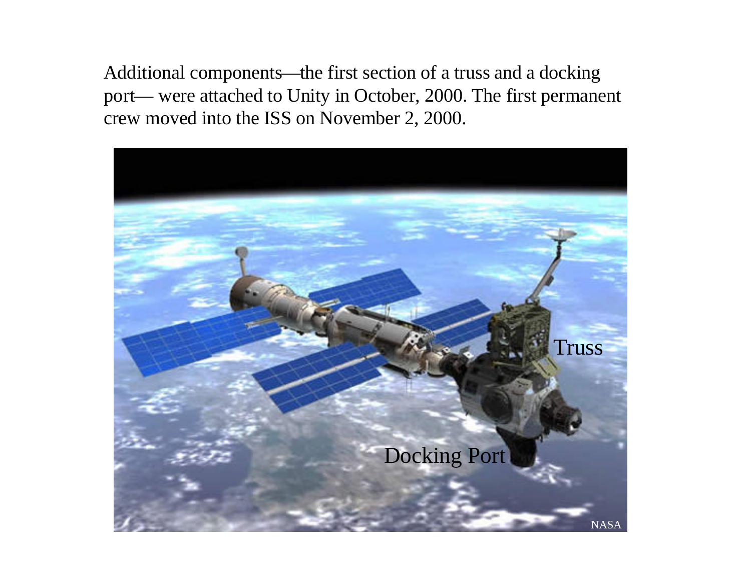Additional components—the first section of a truss and a docking port— were attached to Unity in October, 2000. The first permanent crew moved into the ISS on November 2, 2000.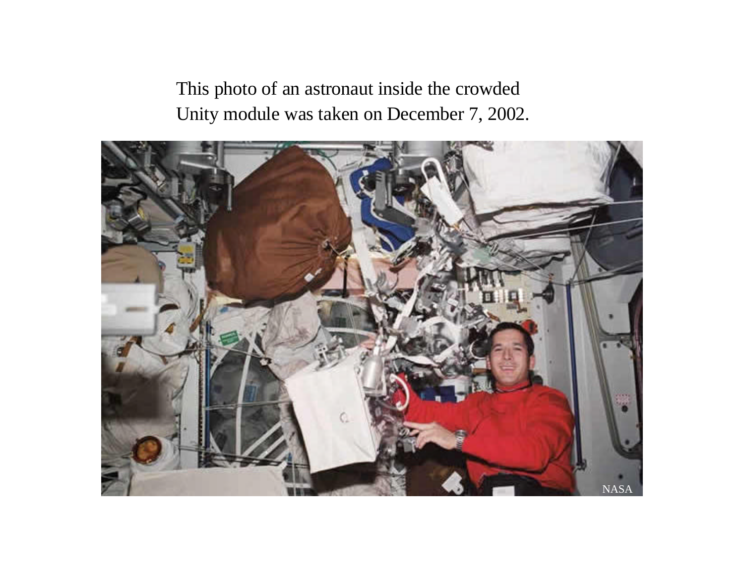This photo of an astronaut inside the crowded Unity module was taken on December 7, 2002.

NASA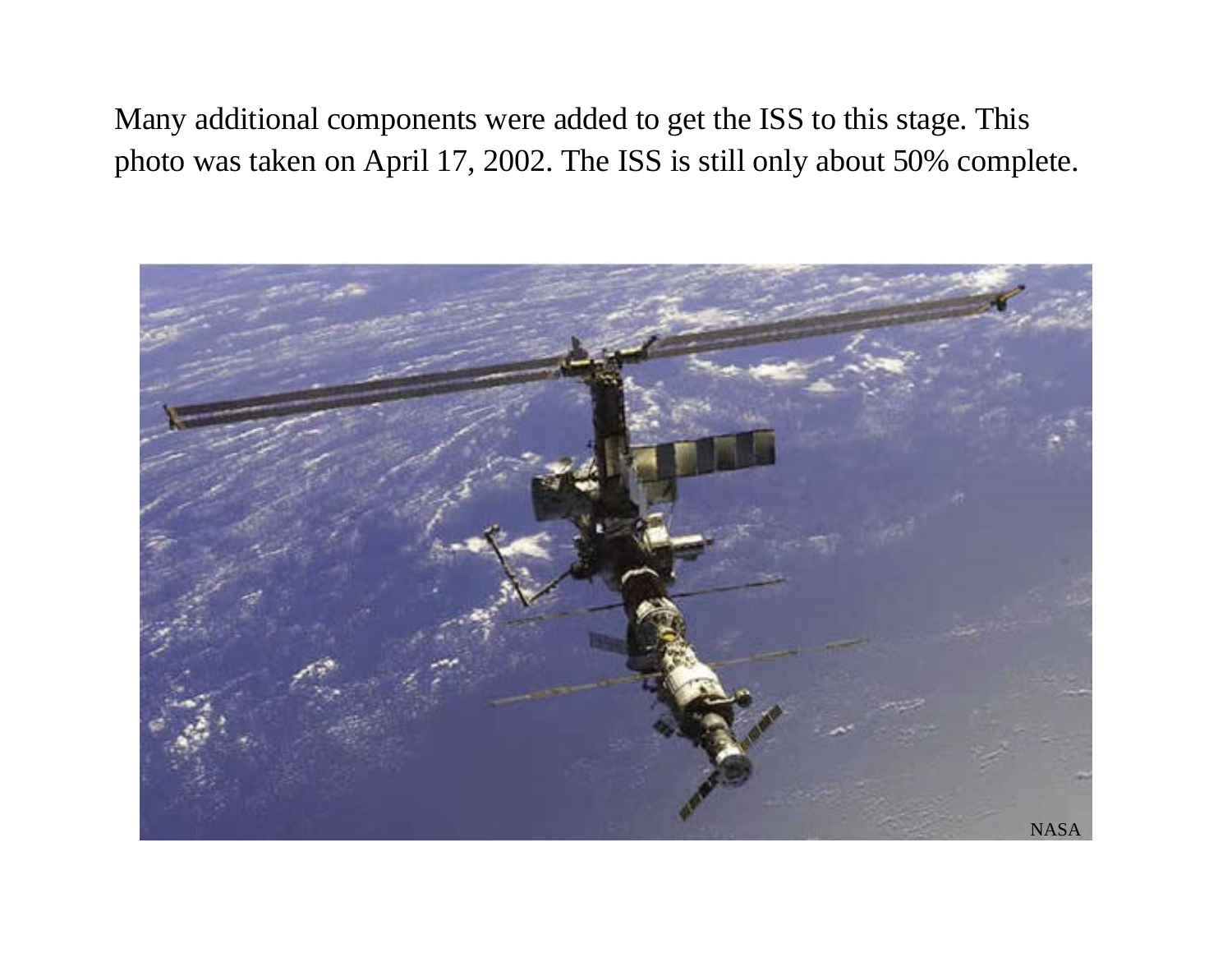Many additional components were added to get the ISS to this stage. This photo was taken on April 17, 2002. The ISS is still only about 50% complete.

NASA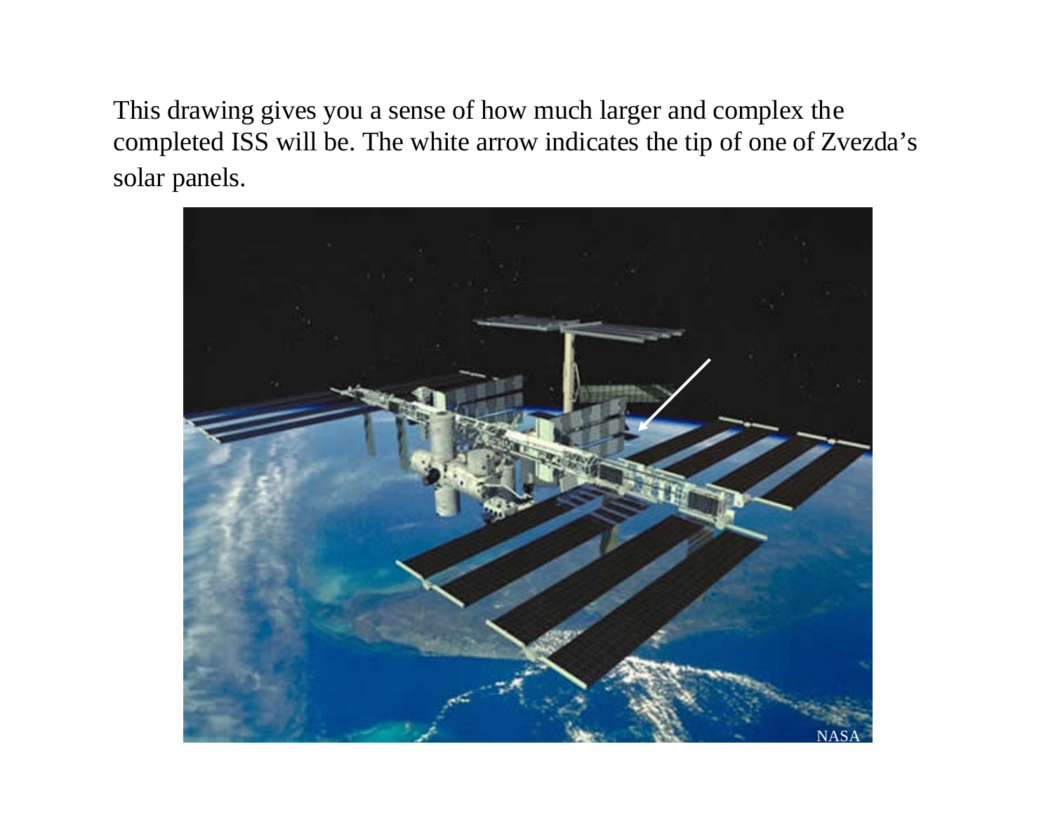This drawing gives you a sense of how much larger and complex the completed ISS will be. The white arrow indicates the tip of one of Zvezda's solar panels.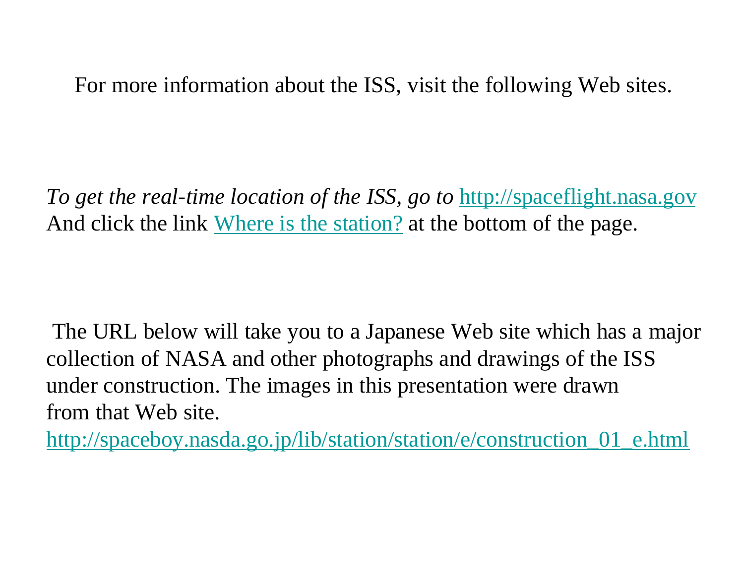For more information about the ISS, visit the following Web sites.

*To get the real-time location of the ISS, go to* [http://spaceflight.nasa.gov](http://spaceflight.nasa.gov)
And click the link Where is the station? at the bottom of the page.

The URL below will take you to a Japanese Web site which has a major collection of NASA and other photographs and drawings of the ISS under construction. The images in this presentation were drawn from that Web site.
[http://spaceboy.nasda.go.jp/lib/station/station/e/construction_01_e.html](http://spaceboy.nasda.go.jp/lib/station/station/e/construction_01_e.html)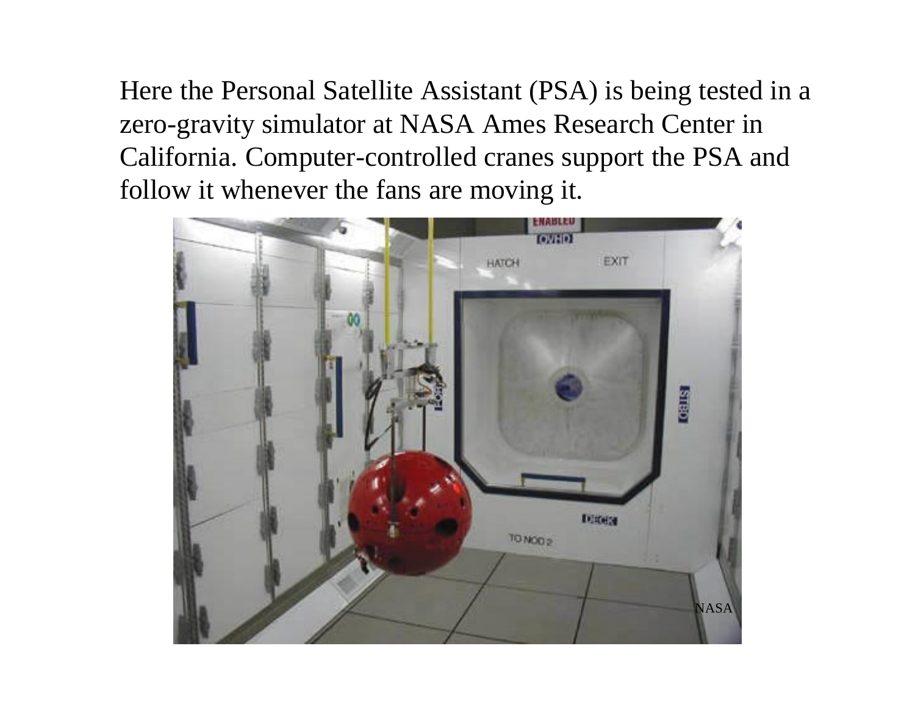Here the Personal Satellite Assistant (PSA) is being tested in a zero-gravity simulator at NASA Ames Research Center in California. Computer-controlled cranes support the PSA and follow it whenever the fans are moving it.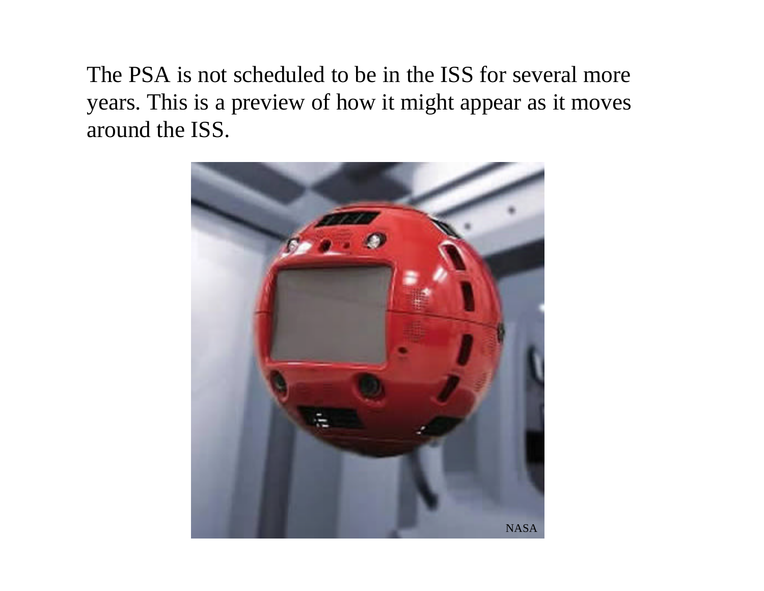The PSA is not scheduled to be in the ISS for several more years. This is a preview of how it might appear as it moves around the ISS.

NASA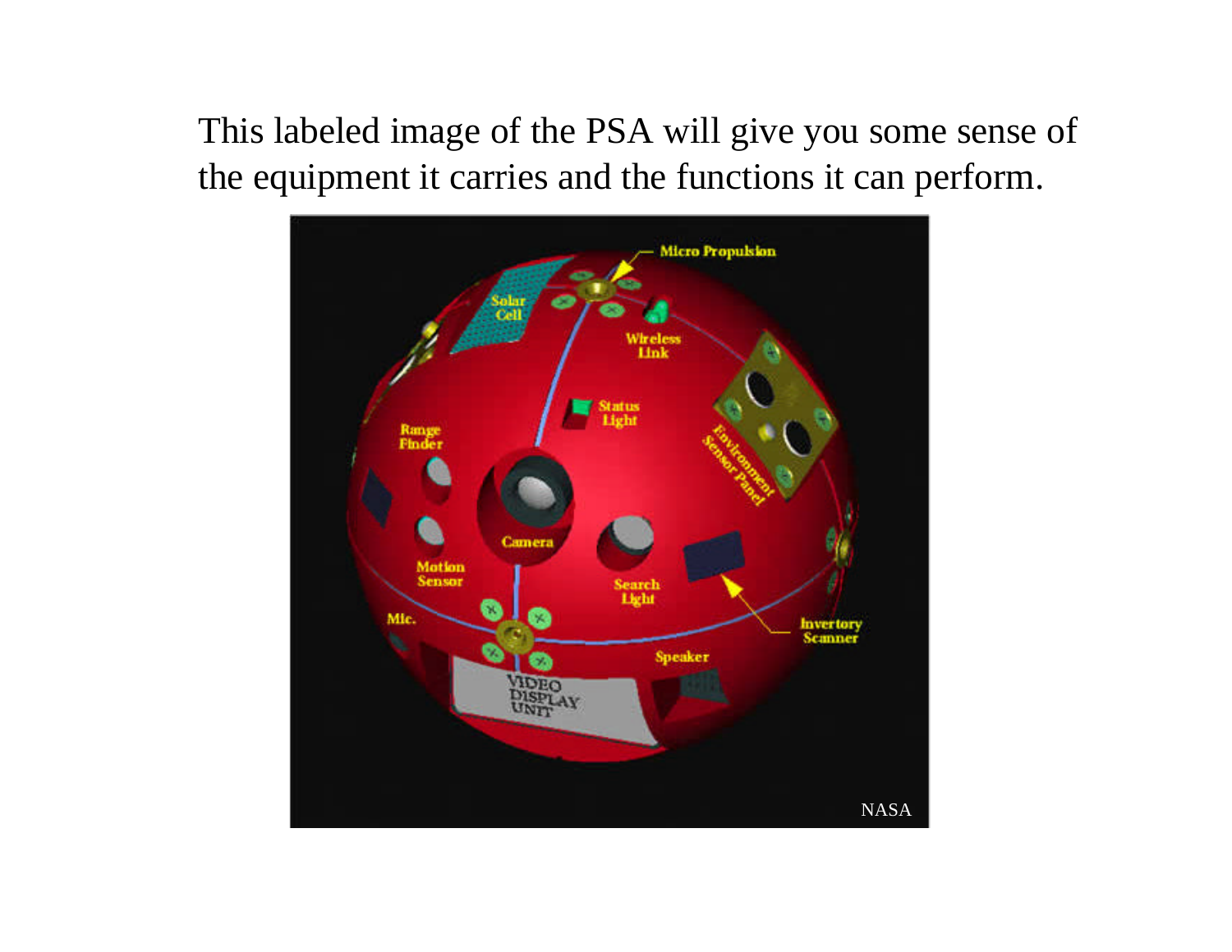This labeled image of the PSA will give you some sense of the equipment it carries and the functions it can perform.

NASA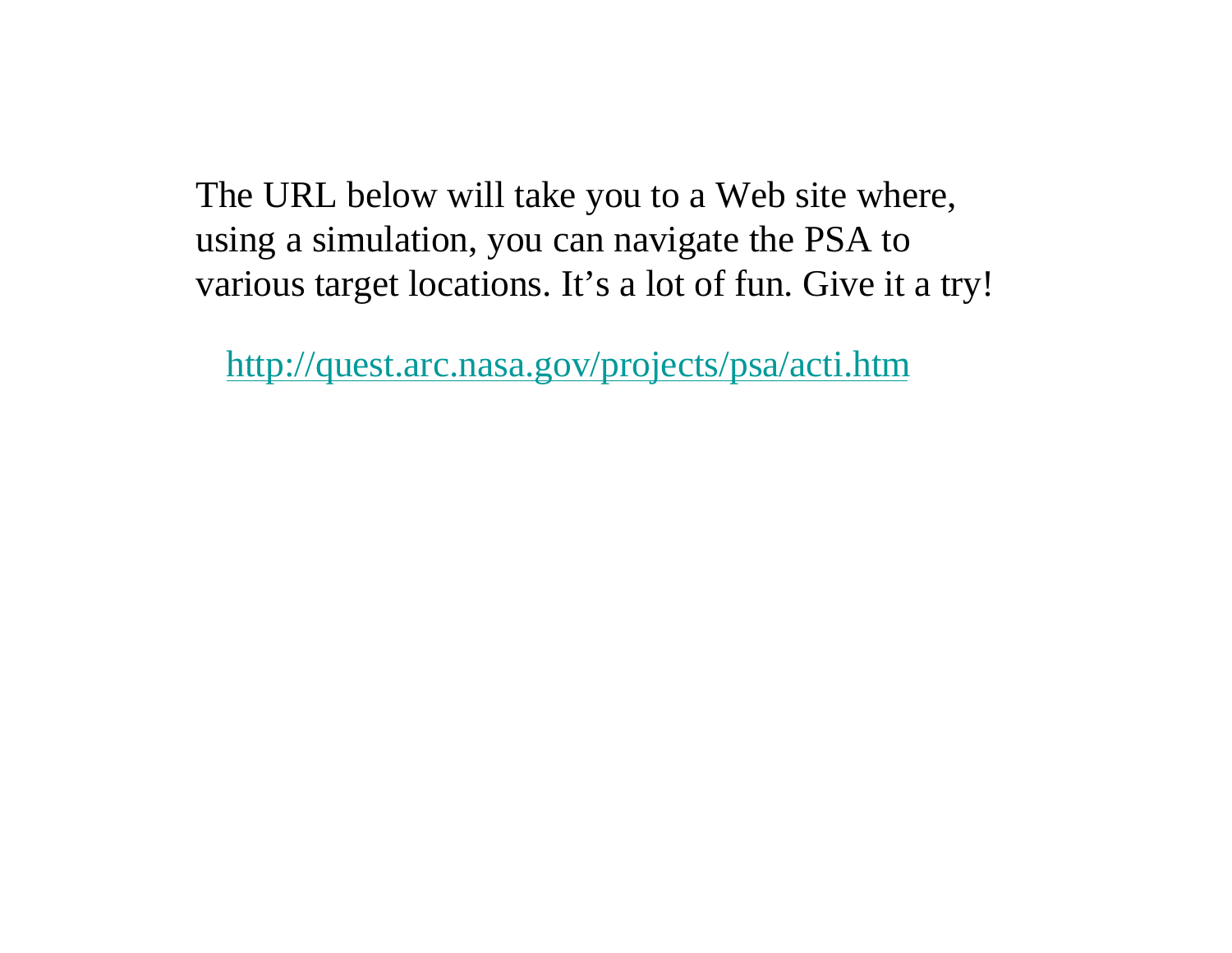The URL below will take you to a Web site where, using a simulation, you can navigate the PSA to various target locations. It's a lot of fun. Give it a try!

http://quest.arc.nasa.gov/projects/psa/acti.htm